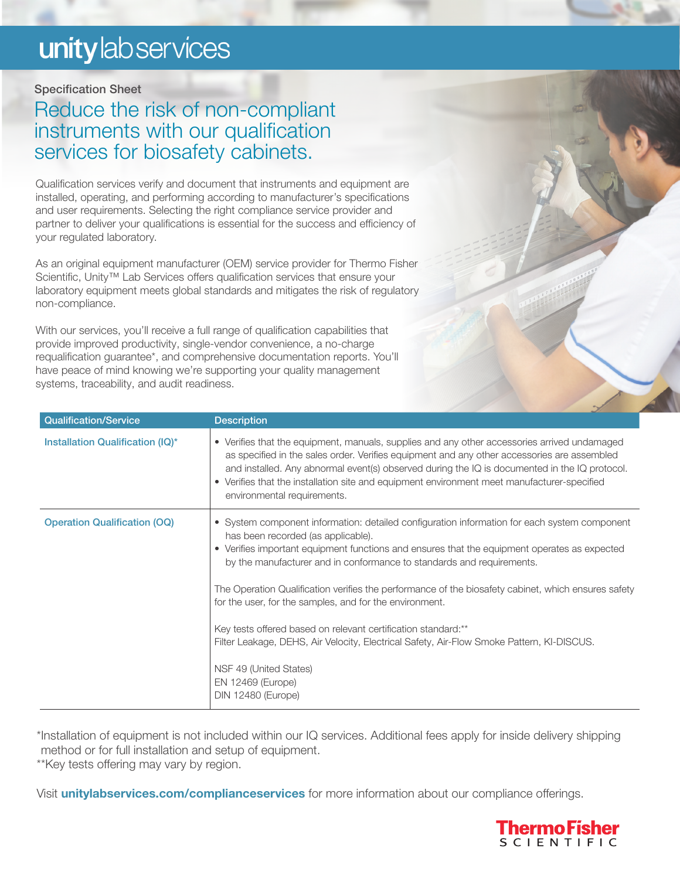# unity lab services

Specification Sheet

## Reduce the risk of non-compliant instruments with our qualification services for biosafety cabinets.

Qualification services verify and document that instruments and equipment are installed, operating, and performing according to manufacturer's specifications and user requirements. Selecting the right compliance service provider and partner to deliver your qualifications is essential for the success and efficiency of your regulated laboratory.

As an original equipment manufacturer (OEM) service provider for Thermo Fisher Scientific, Unity™ Lab Services offers qualification services that ensure your laboratory equipment meets global standards and mitigates the risk of regulatory non-compliance.

With our services, you'll receive a full range of qualification capabilities that provide improved productivity, single-vendor convenience, a no-charge requalification guarantee*, and comprehensive documentation reports. You'll have peace of mind knowing we're supporting your quality management systems, traceability, and audit readiness.

| Qualification/Service | Description |
|---|---|
| Installation Qualification (IQ)* | • Verifies that the equipment, manuals, supplies and any other accessories arrived undamaged as specified in the sales order. Verifies equipment and any other accessories are assembled and installed. Any abnormal event(s) observed during the IQ is documented in the IQ protocol.<br>• Verifies that the installation site and equipment environment meet manufacturer-specified environmental requirements. |
| Operation Qualification (OQ) | • System component information: detailed configuration information for each system component has been recorded (as applicable).<br>• Verifies important equipment functions and ensures that the equipment operates as expected by the manufacturer and in conformance to standards and requirements.<br><br>The Operation Qualification verifies the performance of the biosafety cabinet, which ensures safety for the user, for the samples, and for the environment.<br><br>Key tests offered based on relevant certification standard:**<br>Filter Leakage, DEHS, Air Velocity, Electrical Safety, Air-Flow Smoke Pattern, KI-DISCUS.<br><br>NSF 49 (United States)<br>EN 12469 (Europe)<br>DIN 12480 (Europe) |

*Installation of equipment is not included within our IQ services. Additional fees apply for inside delivery shipping method or for full installation and setup of equipment.
**Key tests offering may vary by region.

Visit **unitylabservices.com/complianceservices** for more information about our compliance offerings.

ThermoFisher SCIENTIFIC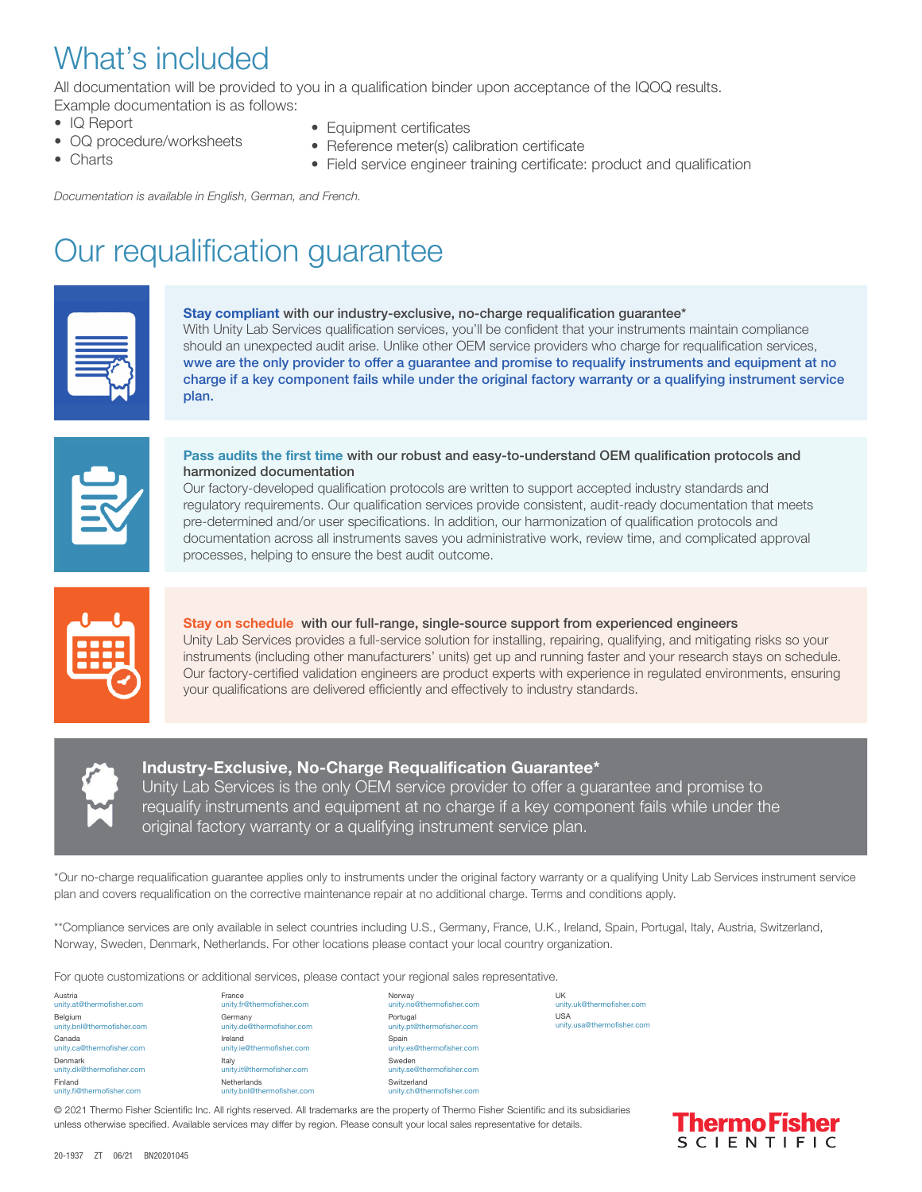# What's included

All documentation will be provided to you in a qualification binder upon acceptance of the IQOQ results.
Example documentation is as follows:

- IQ Report
- OQ procedure/worksheets
- Charts
- Equipment certificates
- Reference meter(s) calibration certificate
- Field service engineer training certificate: product and qualification

*Documentation is available in English, German, and French.*

# Our requalification guarantee

**Stay compliant** with our industry-exclusive, no-charge requalification guarantee*
With Unity Lab Services qualification services, you'll be confident that your instruments maintain compliance should an unexpected audit arise. Unlike other OEM service providers who charge for requalification services, **wwe are the only provider to offer a guarantee and promise to requalify instruments and equipment at no charge if a key component fails while under the original factory warranty or a qualifying instrument service plan.**

**Pass audits the first time with our robust and easy-to-understand OEM qualification protocols and harmonized documentation**
Our factory-developed qualification protocols are written to support accepted industry standards and regulatory requirements. Our qualification services provide consistent, audit-ready documentation that meets pre-determined and/or user specifications. In addition, our harmonization of qualification protocols and documentation across all instruments saves you administrative work, review time, and complicated approval processes, helping to ensure the best audit outcome.

**Stay on schedule with our full-range, single-source support from experienced engineers**
Unity Lab Services provides a full-service solution for installing, repairing, qualifying, and mitigating risks so your instruments (including other manufacturers' units) get up and running faster and your research stays on schedule. Our factory-certified validation engineers are product experts with experience in regulated environments, ensuring your qualifications are delivered efficiently and effectively to industry standards.

**Industry-Exclusive, No-Charge Requalification Guarantee***
Unity Lab Services is the only OEM service provider to offer a guarantee and promise to requalify instruments and equipment at no charge if a key component fails while under the original factory warranty or a qualifying instrument service plan.

*Our no-charge requalification guarantee applies only to instruments under the original factory warranty or a qualifying Unity Lab Services instrument service plan and covers requalification on the corrective maintenance repair at no additional charge. Terms and conditions apply.

**Compliance services are only available in select countries including U.S., Germany, France, U.K., Ireland, Spain, Portugal, Italy, Austria, Switzerland, Norway, Sweden, Denmark, Netherlands. For other locations please contact your local country organization.

For quote customizations or additional services, please contact your regional sales representative.

Austria
unity.at@thermofisher.com
Belgium
unity.bnl@thermofisher.com
Canada
unity.ca@thermofisher.com
Denmark
unity.dk@thermofisher.com
Finland
unity.fi@thermofisher.com
France
unity.fr@thermofisher.com
Germany
unity.de@thermofisher.com
Ireland
unity.ie@thermofisher.com
Italy
unity.it@thermofisher.com
Netherlands
unity.bnl@thermofisher.com
Norway
unity.no@thermofisher.com
Portugal
unity.pt@thermofisher.com
Spain
unity.es@thermofisher.com
Sweden
unity.se@thermofisher.com
Switzerland
unity.ch@thermofisher.com
UK
unity.uk@thermofisher.com
USA
unity.usa@thermofisher.com

© 2021 Thermo Fisher Scientific Inc. All rights reserved. All trademarks are the property of Thermo Fisher Scientific and its subsidiaries unless otherwise specified. Available services may differ by region. Please consult your local sales representative for details.

ThermoFisher SCIENTIFIC

20-1937 ZT 06/21 BN20201045